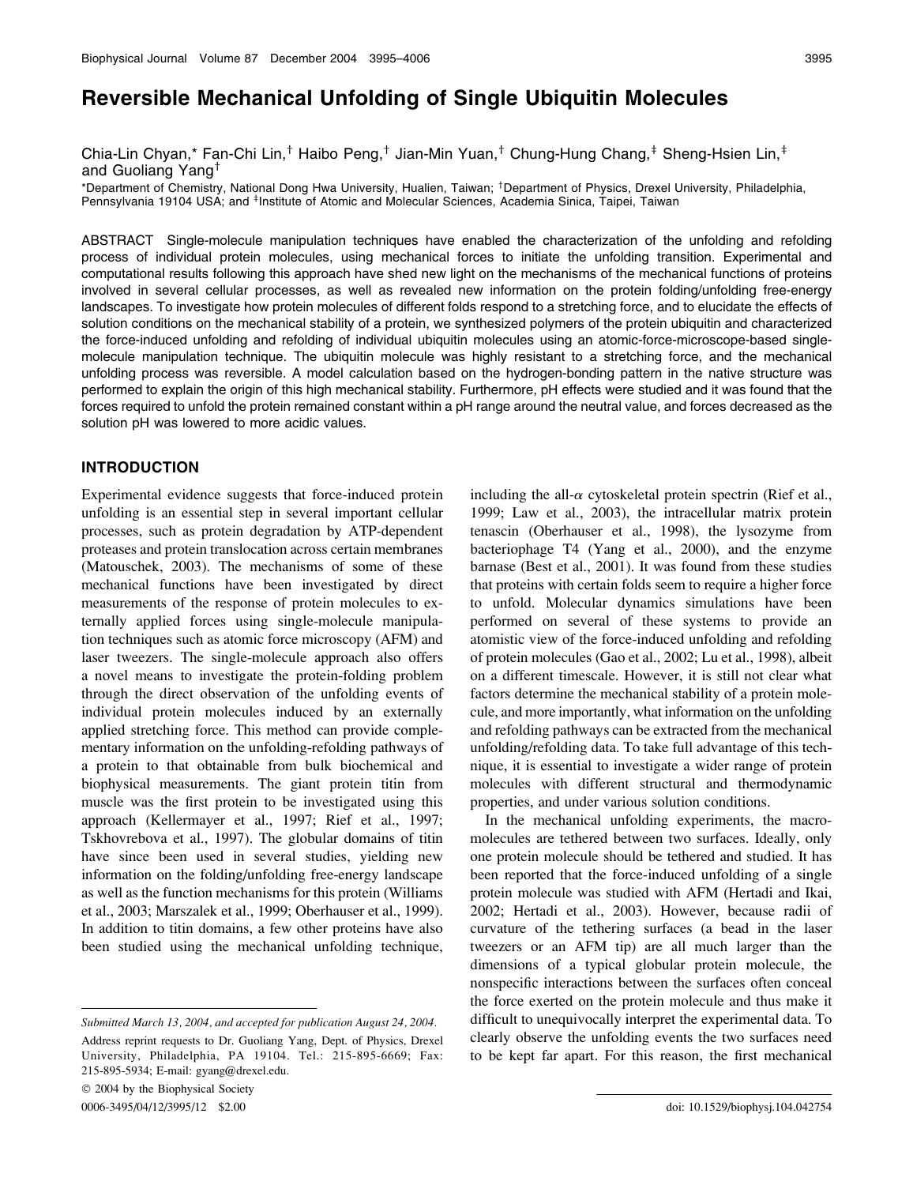# Reversible Mechanical Unfolding of Single Ubiquitin Molecules

Chia-Lin Chyan,* Fan-Chi Lin,† Haibo Peng,† Jian-Min Yuan,† Chung-Hung Chang,‡ Sheng-Hsien Lin,‡ and Guoliang Yang†

*Department of Chemistry, National Dong Hwa University, Hualien, Taiwan; †Department of Physics, Drexel University, Philadelphia, Pennsylvania 19104 USA; and ‡Institute of Atomic and Molecular Sciences, Academia Sinica, Taipei, Taiwan

ABSTRACT Single-molecule manipulation techniques have enabled the characterization of the unfolding and refolding process of individual protein molecules, using mechanical forces to initiate the unfolding transition. Experimental and computational results following this approach have shed new light on the mechanisms of the mechanical functions of proteins involved in several cellular processes, as well as revealed new information on the protein folding/unfolding free-energy landscapes. To investigate how protein molecules of different folds respond to a stretching force, and to elucidate the effects of solution conditions on the mechanical stability of a protein, we synthesized polymers of the protein ubiquitin and characterized the force-induced unfolding and refolding of individual ubiquitin molecules using an atomic-force-microscope-based single-molecule manipulation technique. The ubiquitin molecule was highly resistant to a stretching force, and the mechanical unfolding process was reversible. A model calculation based on the hydrogen-bonding pattern in the native structure was performed to explain the origin of this high mechanical stability. Furthermore, pH effects were studied and it was found that the forces required to unfold the protein remained constant within a pH range around the neutral value, and forces decreased as the solution pH was lowered to more acidic values.

## INTRODUCTION

Experimental evidence suggests that force-induced protein unfolding is an essential step in several important cellular processes, such as protein degradation by ATP-dependent proteases and protein translocation across certain membranes (Matouschek, 2003). The mechanisms of some of these mechanical functions have been investigated by direct measurements of the response of protein molecules to externally applied forces using single-molecule manipulation techniques such as atomic force microscopy (AFM) and laser tweezers. The single-molecule approach also offers a novel means to investigate the protein-folding problem through the direct observation of the unfolding events of individual protein molecules induced by an externally applied stretching force. This method can provide complementary information on the unfolding-refolding pathways of a protein to that obtainable from bulk biochemical and biophysical measurements. The giant protein titin from muscle was the first protein to be investigated using this approach (Kellermayer et al., 1997; Rief et al., 1997; Tskhovrebova et al., 1997). The globular domains of titin have since been used in several studies, yielding new information on the folding/unfolding free-energy landscape as well as the function mechanisms for this protein (Williams et al., 2003; Marszalek et al., 1999; Oberhauser et al., 1999). In addition to titin domains, a few other proteins have also been studied using the mechanical unfolding technique, including the all-α cytoskeletal protein spectrin (Rief et al., 1999; Law et al., 2003), the intracellular matrix protein tenascin (Oberhauser et al., 1998), the lysozyme from bacteriophage T4 (Yang et al., 2000), and the enzyme barnase (Best et al., 2001). It was found from these studies that proteins with certain folds seem to require a higher force to unfold. Molecular dynamics simulations have been performed on several of these systems to provide an atomistic view of the force-induced unfolding and refolding of protein molecules (Gao et al., 2002; Lu et al., 1998), albeit on a different timescale. However, it is still not clear what factors determine the mechanical stability of a protein molecule, and more importantly, what information on the unfolding and refolding pathways can be extracted from the mechanical unfolding/refolding data. To take full advantage of this technique, it is essential to investigate a wider range of protein molecules with different structural and thermodynamic properties, and under various solution conditions.

In the mechanical unfolding experiments, the macromolecules are tethered between two surfaces. Ideally, only one protein molecule should be tethered and studied. It has been reported that the force-induced unfolding of a single protein molecule was studied with AFM (Hertadi and Ikai, 2002; Hertadi et al., 2003). However, because radii of curvature of the tethering surfaces (a bead in the laser tweezers or an AFM tip) are all much larger than the dimensions of a typical globular protein molecule, the nonspecific interactions between the surfaces often conceal the force exerted on the protein molecule and thus make it difficult to unequivocally interpret the experimental data. To clearly observe the unfolding events the two surfaces need to be kept far apart. For this reason, the first mechanical

---

*Submitted March 13, 2004, and accepted for publication August 24, 2004.*

Address reprint requests to Dr. Guoliang Yang, Dept. of Physics, Drexel University, Philadelphia, PA 19104. Tel.: 215-895-6669; Fax: 215-895-5934; E-mail: gyang@drexel.edu.

© 2004 by the Biophysical Society

0006-3495/04/12/3995/12 $2.00

doi: 10.1529/biophysj.104.042754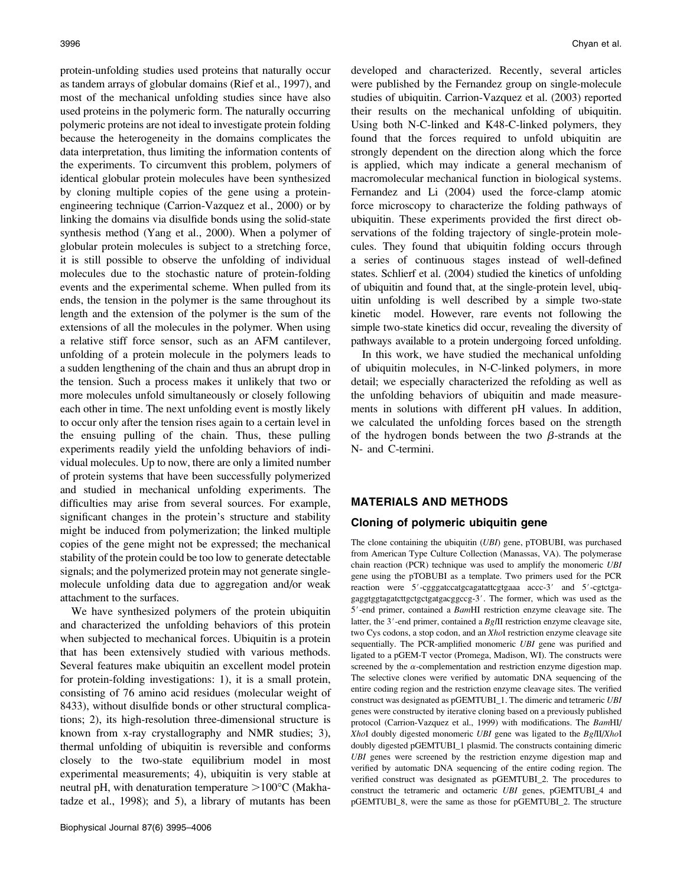protein-unfolding studies used proteins that naturally occur as tandem arrays of globular domains (Rief et al., 1997), and most of the mechanical unfolding studies since have also used proteins in the polymeric form. The naturally occurring polymeric proteins are not ideal to investigate protein folding because the heterogeneity in the domains complicates the data interpretation, thus limiting the information contents of the experiments. To circumvent this problem, polymers of identical globular protein molecules have been synthesized by cloning multiple copies of the gene using a protein-engineering technique (Carrion-Vazquez et al., 2000) or by linking the domains via disulfide bonds using the solid-state synthesis method (Yang et al., 2000). When a polymer of globular protein molecules is subject to a stretching force, it is still possible to observe the unfolding of individual molecules due to the stochastic nature of protein-folding events and the experimental scheme. When pulled from its ends, the tension in the polymer is the same throughout its length and the extension of the polymer is the sum of the extensions of all the molecules in the polymer. When using a relative stiff force sensor, such as an AFM cantilever, unfolding of a protein molecule in the polymers leads to a sudden lengthening of the chain and thus an abrupt drop in the tension. Such a process makes it unlikely that two or more molecules unfold simultaneously or closely following each other in time. The next unfolding event is mostly likely to occur only after the tension rises again to a certain level in the ensuing pulling of the chain. Thus, these pulling experiments readily yield the unfolding behaviors of individual molecules. Up to now, there are only a limited number of protein systems that have been successfully polymerized and studied in mechanical unfolding experiments. The difficulties may arise from several sources. For example, significant changes in the protein's structure and stability might be induced from polymerization; the linked multiple copies of the gene might not be expressed; the mechanical stability of the protein could be too low to generate detectable signals; and the polymerized protein may not generate single-molecule unfolding data due to aggregation and/or weak attachment to the surfaces.

We have synthesized polymers of the protein ubiquitin and characterized the unfolding behaviors of this protein when subjected to mechanical forces. Ubiquitin is a protein that has been extensively studied with various methods. Several features make ubiquitin an excellent model protein for protein-folding investigations: 1), it is a small protein, consisting of 76 amino acid residues (molecular weight of 8433), without disulfide bonds or other structural complications; 2), its high-resolution three-dimensional structure is known from x-ray crystallography and NMR studies; 3), thermal unfolding of ubiquitin is reversible and conforms closely to the two-state equilibrium model in most experimental measurements; 4), ubiquitin is very stable at neutral pH, with denaturation temperature >100°C (Makhatadze et al., 1998); and 5), a library of mutants has been developed and characterized. Recently, several articles were published by the Fernandez group on single-molecule studies of ubiquitin. Carrion-Vazquez et al. (2003) reported their results on the mechanical unfolding of ubiquitin. Using both N-C-linked and K48-C-linked polymers, they found that the forces required to unfold ubiquitin are strongly dependent on the direction along which the force is applied, which may indicate a general mechanism of macromolecular mechanical function in biological systems. Fernandez and Li (2004) used the force-clamp atomic force microscopy to characterize the folding pathways of ubiquitin. These experiments provided the first direct observations of the folding trajectory of single-protein molecules. They found that ubiquitin folding occurs through a series of continuous stages instead of well-defined states. Schlierf et al. (2004) studied the kinetics of unfolding of ubiquitin and found that, at the single-protein level, ubiquitin unfolding is well described by a simple two-state kinetic model. However, rare events not following the simple two-state kinetics did occur, revealing the diversity of pathways available to a protein undergoing forced unfolding.

In this work, we have studied the mechanical unfolding of ubiquitin molecules, in N-C-linked polymers, in more detail; we especially characterized the refolding as well as the unfolding behaviors of ubiquitin and made measurements in solutions with different pH values. In addition, we calculated the unfolding forces based on the strength of the hydrogen bonds between the two $\beta$-strands at the N- and C-termini.

## MATERIALS AND METHODS

### Cloning of polymeric ubiquitin gene

The clone containing the ubiquitin (*UBI*) gene, pTOBUBI, was purchased from American Type Culture Collection (Manassas, VA). The polymerase chain reaction (PCR) technique was used to amplify the monomeric *UBI* gene using the pTOBUBI as a template. Two primers used for the PCR reaction were 5′-cgggatccatgcagatattcgtgaaa accc-3′ and 5′-cgtctgagaggtggtagatcttgctgctgatgacggccg-3′. The former, which was used as the 5′-end primer, contained a *Bam*HI restriction enzyme cleavage site. The latter, the 3′-end primer, contained a *Bgl*II restriction enzyme cleavage site, two Cys codons, a stop codon, and an *Xho*I restriction enzyme cleavage site sequentially. The PCR-amplified monomeric *UBI* gene was purified and ligated to a pGEM-T vector (Promega, Madison, WI). The constructs were screened by the $\alpha$-complementation and restriction enzyme digestion map. The selective clones were verified by automatic DNA sequencing of the entire coding region and the restriction enzyme cleavage sites. The verified construct was designated as pGEMTUBI_1. The dimeric and tetrameric *UBI* genes were constructed by iterative cloning based on a previously published protocol (Carrion-Vazquez et al., 1999) with modifications. The *Bam*HI/*Xho*I doubly digested monomeric *UBI* gene was ligated to the *Bgl*II/*Xho*I doubly digested pGEMTUBI_1 plasmid. The constructs containing dimeric *UBI* genes were screened by the restriction enzyme digestion map and verified by automatic DNA sequencing of the entire coding region. The verified construct was designated as pGEMTUBI_2. The procedures to construct the tetrameric and octameric *UBI* genes, pGEMTUBI_4 and pGEMTUBI_8, were the same as those for pGEMTUBI_2. The structure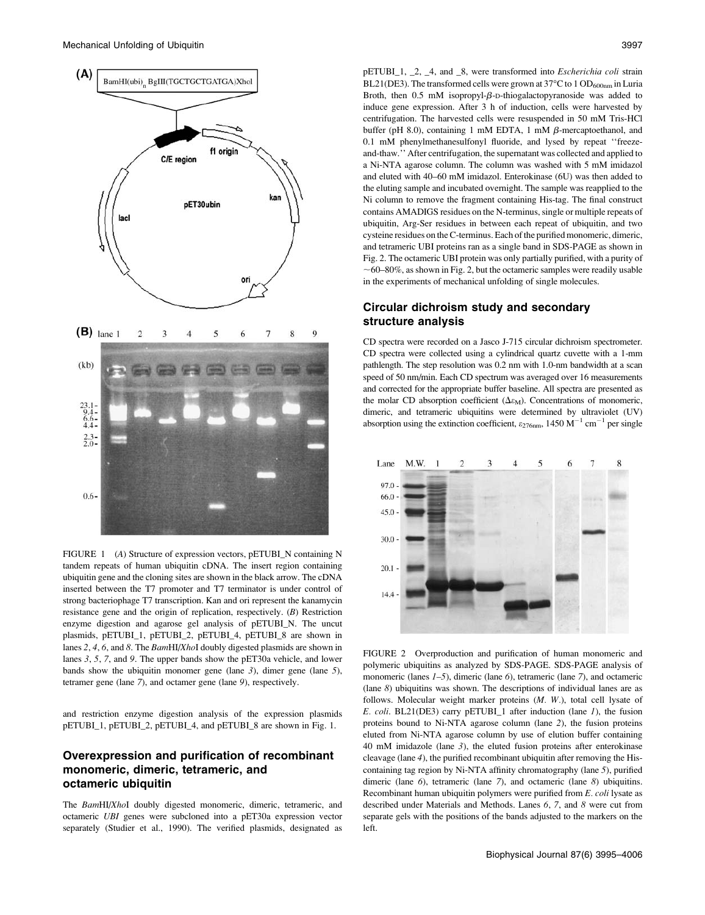FIGURE 1 (*A*) Structure of expression vectors, pETUBI_N containing N tandem repeats of human ubiquitin cDNA. The insert region containing ubiquitin gene and the cloning sites are shown in the black arrow. The cDNA inserted between the T7 promoter and T7 terminator is under control of strong bacteriophage T7 transcription. Kan and ori represent the kanamycin resistance gene and the origin of replication, respectively. (*B*) Restriction enzyme digestion and agarose gel analysis of pETUBI_N. The uncut plasmids, pETUBI_1, pETUBI_2, pETUBI_4, pETUBI_8 are shown in lanes *2*, *4*, *6*, and *8*. The *Bam*HI/*Xho*I doubly digested plasmids are shown in lanes *3*, *5*, *7*, and *9*. The upper bands show the pET30a vehicle, and lower bands show the ubiquitin monomer gene (lane *3*), dimer gene (lane *5*), tetramer gene (lane *7*), and octamer gene (lane *9*), respectively.

and restriction enzyme digestion analysis of the expression plasmids pETUBI_1, pETUBI_2, pETUBI_4, and pETUBI_8 are shown in Fig. 1.

## Overexpression and purification of recombinant monomeric, dimeric, tetrameric, and octameric ubiquitin

The *Bam*HI/*Xho*I doubly digested monomeric, dimeric, tetrameric, and octameric *UBI* genes were subcloned into a pET30a expression vector separately (Studier et al., 1990). The verified plasmids, designated as pETUBI_1, _2, _4, and _8, were transformed into *Escherichia coli* strain BL21(DE3). The transformed cells were grown at 37°C to 1 $OD_{600nm}$ in Luria Broth, then 0.5 mM isopropyl-β-D-thiogalactopyranoside was added to induce gene expression. After 3 h of induction, cells were harvested by centrifugation. The harvested cells were resuspended in 50 mM Tris-HCl buffer (pH 8.0), containing 1 mM EDTA, 1 mM β-mercaptoethanol, and 0.1 mM phenylmethanesulfonyl fluoride, and lysed by repeat "freeze-and-thaw." After centrifugation, the supernatant was collected and applied to a Ni-NTA agarose column. The column was washed with 5 mM imidazol and eluted with 40–60 mM imidazol. Enterokinase (6U) was then added to the eluting sample and incubated overnight. The sample was reapplied to the Ni column to remove the fragment containing His-tag. The final construct contains AMADIGS residues on the N-terminus, single or multiple repeats of ubiquitin, Arg-Ser residues in between each repeat of ubiquitin, and two cysteine residues on the C-terminus. Each of the purified monomeric, dimeric, and tetrameric UBI proteins ran as a single band in SDS-PAGE as shown in Fig. 2. The octameric UBI protein was only partially purified, with a purity of ~60–80%, as shown in Fig. 2, but the octameric samples were readily usable in the experiments of mechanical unfolding of single molecules.

## Circular dichroism study and secondary structure analysis

CD spectra were recorded on a Jasco J-715 circular dichroism spectrometer. CD spectra were collected using a cylindrical quartz cuvette with a 1-mm pathlength. The step resolution was 0.2 nm with 1.0-nm bandwidth at a scan speed of 50 nm/min. Each CD spectrum was averaged over 16 measurements and corrected for the appropriate buffer baseline. All spectra are presented as the molar CD absorption coefficient ($\Delta\varepsilon_M$). Concentrations of monomeric, dimeric, and tetrameric ubiquitins were determined by ultraviolet (UV) absorption using the extinction coefficient, $\varepsilon_{276nm}$, 1450 $M^{-1}$ $cm^{-1}$ per single

FIGURE 2 Overproduction and purification of human monomeric and polymeric ubiquitins as analyzed by SDS-PAGE. SDS-PAGE analysis of monomeric (lanes *1–5*), dimeric (lane *6*), tetrameric (lane *7*), and octameric (lane *8*) ubiquitins was shown. The descriptions of individual lanes are as follows. Molecular weight marker proteins (*M. W.*), total cell lysate of *E. coli*. BL21(DE3) carry pETUBI_1 after induction (lane *1*), the fusion proteins bound to Ni-NTA agarose column (lane *2*), the fusion proteins eluted from Ni-NTA agarose column by use of elution buffer containing 40 mM imidazole (lane *3*), the eluted fusion proteins after enterokinase cleavage (lane *4*), the purified recombinant ubiquitin after removing the His-containing tag region by Ni-NTA affinity chromatography (lane *5*), purified dimeric (lane *6*), tetrameric (lane *7*), and octameric (lane *8*) ubiquitins. Recombinant human ubiquitin polymers were purified from *E. coli* lysate as described under Materials and Methods. Lanes *6*, *7*, and *8* were cut from separate gels with the positions of the bands adjusted to the markers on the left.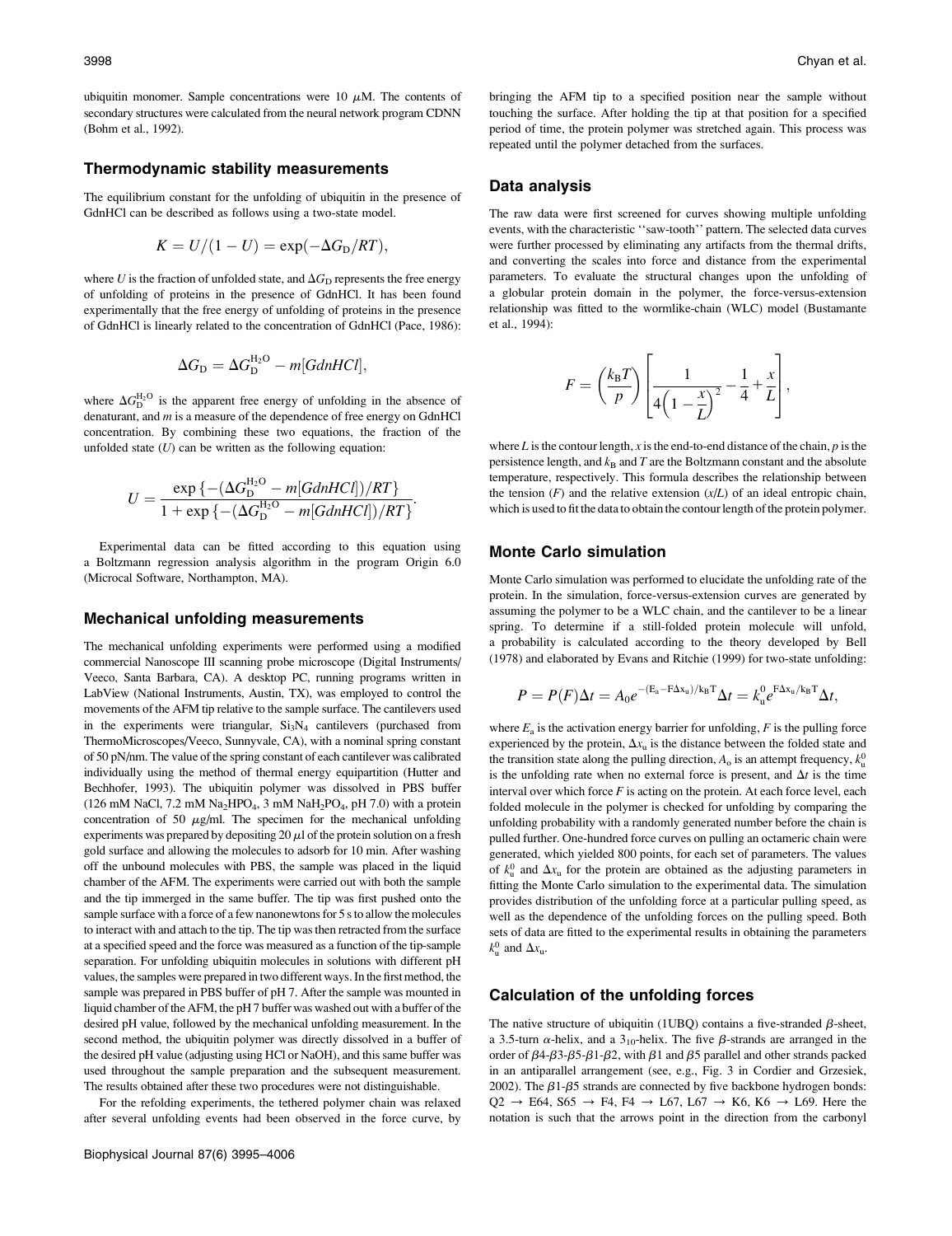ubiquitin monomer. Sample concentrations were 10 $\mu$M. The contents of secondary structures were calculated from the neural network program CDNN (Bohm et al., 1992).

## Thermodynamic stability measurements

The equilibrium constant for the unfolding of ubiquitin in the presence of GdnHCl can be described as follows using a two-state model.

$$K = U/(1-U) = \exp(-\Delta G_D/RT),$$

where $U$ is the fraction of unfolded state, and $\Delta G_D$ represents the free energy of unfolding of proteins in the presence of GdnHCl. It has been found experimentally that the free energy of unfolding of proteins in the presence of GdnHCl is linearly related to the concentration of GdnHCl (Pace, 1986):

$$\Delta G_D = \Delta G_D^{H_2O} - m[GdnHCl],$$

where $\Delta G_D^{H_2O}$ is the apparent free energy of unfolding in the absence of denaturant, and $m$ is a measure of the dependence of free energy on GdnHCl concentration. By combining these two equations, the fraction of the unfolded state ($U$) can be written as the following equation:

$$U = \frac{\exp\{-(\Delta G_D^{H_2O} - m[GdnHCl])/RT\}}{1 + \exp\{-(\Delta G_D^{H_2O} - m[GdnHCl])/RT\}}.$$

Experimental data can be fitted according to this equation using a Boltzmann regression analysis algorithm in the program Origin 6.0 (Microcal Software, Northampton, MA).

## Mechanical unfolding measurements

The mechanical unfolding experiments were performed using a modified commercial Nanoscope III scanning probe microscope (Digital Instruments/ Veeco, Santa Barbara, CA). A desktop PC, running programs written in LabView (National Instruments, Austin, TX), was employed to control the movements of the AFM tip relative to the sample surface. The cantilevers used in the experiments were triangular, $Si_3N_4$ cantilevers (purchased from ThermoMicroscopes/Veeco, Sunnyvale, CA), with a nominal spring constant of 50 pN/nm. The value of the spring constant of each cantilever was calibrated individually using the method of thermal energy equipartition (Hutter and Bechhofer, 1993). The ubiquitin polymer was dissolved in PBS buffer (126 mM NaCl, 7.2 mM $Na_2HPO_4$, 3 mM $NaH_2PO_4$, pH 7.0) with a protein concentration of 50 $\mu$g/ml. The specimen for the mechanical unfolding experiments was prepared by depositing 20 $\mu$l of the protein solution on a fresh gold surface and allowing the molecules to adsorb for 10 min. After washing off the unbound molecules with PBS, the sample was placed in the liquid chamber of the AFM. The experiments were carried out with both the sample and the tip immerged in the same buffer. The tip was first pushed onto the sample surface with a force of a few nanonewtons for 5 s to allow the molecules to interact with and attach to the tip. The tip was then retracted from the surface at a specified speed and the force was measured as a function of the tip-sample separation. For unfolding ubiquitin molecules in solutions with different pH values, the samples were prepared in two different ways. In the first method, the sample was prepared in PBS buffer of pH 7. After the sample was mounted in liquid chamber of the AFM, the pH 7 buffer was washed out with a buffer of the desired pH value, followed by the mechanical unfolding measurement. In the second method, the ubiquitin polymer was directly dissolved in a buffer of the desired pH value (adjusting using HCl or NaOH), and this same buffer was used throughout the sample preparation and the subsequent measurement. The results obtained after these two procedures were not distinguishable.

For the refolding experiments, the tethered polymer chain was relaxed after several unfolding events had been observed in the force curve, by bringing the AFM tip to a specified position near the sample without touching the surface. After holding the tip at that position for a specified period of time, the protein polymer was stretched again. This process was repeated until the polymer detached from the surfaces.

## Data analysis

The raw data were first screened for curves showing multiple unfolding events, with the characteristic "saw-tooth" pattern. The selected data curves were further processed by eliminating any artifacts from the thermal drifts, and converting the scales into force and distance from the experimental parameters. To evaluate the structural changes upon the unfolding of a globular protein domain in the polymer, the force-versus-extension relationship was fitted to the wormlike-chain (WLC) model (Bustamante et al., 1994):

$$F = \left(\frac{k_B T}{p}\right)\left[\frac{1}{4\left(1-\frac{x}{L}\right)^2} - \frac{1}{4} + \frac{x}{L}\right],$$

where $L$ is the contour length, $x$ is the end-to-end distance of the chain, $p$ is the persistence length, and $k_B$ and $T$ are the Boltzmann constant and the absolute temperature, respectively. This formula describes the relationship between the tension ($F$) and the relative extension ($x/L$) of an ideal entropic chain, which is used to fit the data to obtain the contour length of the protein polymer.

## Monte Carlo simulation

Monte Carlo simulation was performed to elucidate the unfolding rate of the protein. In the simulation, force-versus-extension curves are generated by assuming the polymer to be a WLC chain, and the cantilever to be a linear spring. To determine if a still-folded protein molecule will unfold, a probability is calculated according to the theory developed by Bell (1978) and elaborated by Evans and Ritchie (1999) for two-state unfolding:

$$P = P(F)\Delta t = A_0 e^{-(E_a - F\Delta x_u)/k_B T}\Delta t = k_u^0 e^{F\Delta x_u/k_B T}\Delta t,$$

where $E_a$ is the activation energy barrier for unfolding, $F$ is the pulling force experienced by the protein, $\Delta x_u$ is the distance between the folded state and the transition state along the pulling direction, $A_o$ is an attempt frequency, $k_u^0$ is the unfolding rate when no external force is present, and $\Delta t$ is the time interval over which force $F$ is acting on the protein. At each force level, each folded molecule in the polymer is checked for unfolding by comparing the unfolding probability with a randomly generated number before the chain is pulled further. One-hundred force curves on pulling an octameric chain were generated, which yielded 800 points, for each set of parameters. The values of $k_u^0$ and $\Delta x_u$ for the protein are obtained as the adjusting parameters in fitting the Monte Carlo simulation to the experimental data. The simulation provides distribution of the unfolding force at a particular pulling speed, as well as the dependence of the unfolding forces on the pulling speed. Both sets of data are fitted to the experimental results in obtaining the parameters $k_u^0$ and $\Delta x_u$.

## Calculation of the unfolding forces

The native structure of ubiquitin (1UBQ) contains a five-stranded $\beta$-sheet, a 3.5-turn $\alpha$-helix, and a $3_{10}$-helix. The five $\beta$-strands are arranged in the order of $\beta$4-$\beta$3-$\beta$5-$\beta$1-$\beta$2, with $\beta$1 and $\beta$5 parallel and other strands packed in an antiparallel arrangement (see, e.g., Fig. 3 in Cordier and Grzesiek, 2002). The $\beta$1-$\beta$5 strands are connected by five backbone hydrogen bonds: Q2 $\rightarrow$ E64, S65 $\rightarrow$ F4, F4 $\rightarrow$ L67, L67 $\rightarrow$ K6, K6 $\rightarrow$ L69. Here the notation is such that the arrows point in the direction from the carbonyl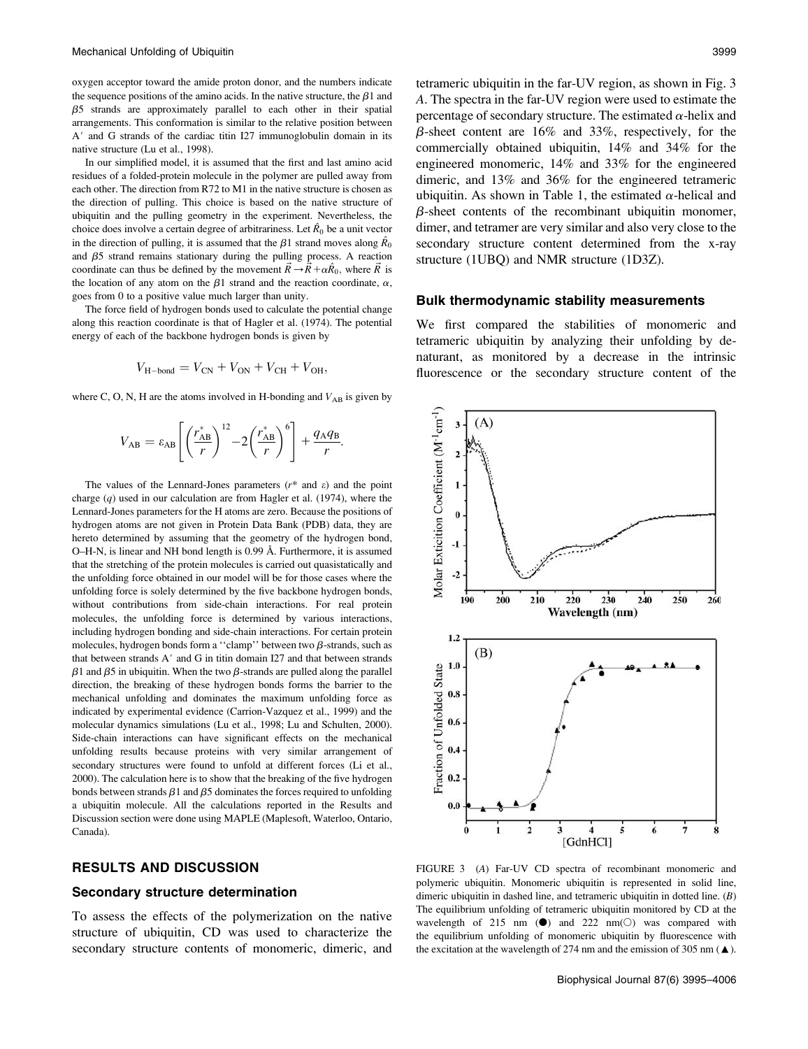oxygen acceptor toward the amide proton donor, and the numbers indicate the sequence positions of the amino acids. In the native structure, the $\beta 1$ and $\beta 5$ strands are approximately parallel to each other in their spatial arrangements. This conformation is similar to the relative position between A′ and G strands of the cardiac titin I27 immunoglobulin domain in its native structure (Lu et al., 1998).

In our simplified model, it is assumed that the first and last amino acid residues of a folded-protein molecule in the polymer are pulled away from each other. The direction from R72 to M1 in the native structure is chosen as the direction of pulling. This choice is based on the native structure of ubiquitin and the pulling geometry in the experiment. Nevertheless, the choice does involve a certain degree of arbitrariness. Let $\hat{R}_0$ be a unit vector in the direction of pulling, it is assumed that the $\beta 1$ strand moves along $\hat{R}_0$ and $\beta 5$ strand remains stationary during the pulling process. A reaction coordinate can thus be defined by the movement $\vec{R} \rightarrow \vec{R} + \alpha \hat{R}_0$, where $\vec{R}$ is the location of any atom on the $\beta 1$ strand and the reaction coordinate, $\alpha$, goes from 0 to a positive value much larger than unity.

The force field of hydrogen bonds used to calculate the potential change along this reaction coordinate is that of Hagler et al. (1974). The potential energy of each of the backbone hydrogen bonds is given by

$$V_{\text{H-bond}} = V_{\text{CN}} + V_{\text{ON}} + V_{\text{CH}} + V_{\text{OH}},$$

where C, O, N, H are the atoms involved in H-bonding and $V_{\text{AB}}$ is given by

$$V_{\text{AB}} = \varepsilon_{\text{AB}} \left[ \left( \frac{r^*_{\text{AB}}}{r} \right)^{12} - 2 \left( \frac{r^*_{\text{AB}}}{r} \right)^{6} \right] + \frac{q_{\text{A}} q_{\text{B}}}{r}.$$

The values of the Lennard-Jones parameters ($r^*$ and $\varepsilon$) and the point charge ($q$) used in our calculation are from Hagler et al. (1974), where the Lennard-Jones parameters for the H atoms are zero. Because the positions of hydrogen atoms are not given in Protein Data Bank (PDB) data, they are hereto determined by assuming that the geometry of the hydrogen bond, O–H-N, is linear and NH bond length is 0.99 Å. Furthermore, it is assumed that the stretching of the protein molecules is carried out quasistatically and the unfolding force obtained in our model will be for those cases where the unfolding force is solely determined by the five backbone hydrogen bonds, without contributions from side-chain interactions. For real protein molecules, the unfolding force is determined by various interactions, including hydrogen bonding and side-chain interactions. For certain protein molecules, hydrogen bonds form a "clamp" between two $\beta$-strands, such as that between strands A′ and G in titin domain I27 and that between strands $\beta 1$ and $\beta 5$ in ubiquitin. When the two $\beta$-strands are pulled along the parallel direction, the breaking of these hydrogen bonds forms the barrier to the mechanical unfolding and dominates the maximum unfolding force as indicated by experimental evidence (Carrion-Vazquez et al., 1999) and the molecular dynamics simulations (Lu et al., 1998; Lu and Schulten, 2000). Side-chain interactions can have significant effects on the mechanical unfolding results because proteins with very similar arrangement of secondary structures were found to unfold at different forces (Li et al., 2000). The calculation here is to show that the breaking of the five hydrogen bonds between strands $\beta 1$ and $\beta 5$ dominates the forces required to unfolding a ubiquitin molecule. All the calculations reported in the Results and Discussion section were done using MAPLE (Maplesoft, Waterloo, Ontario, Canada).

## RESULTS AND DISCUSSION

### Secondary structure determination

To assess the effects of the polymerization on the native structure of ubiquitin, CD was used to characterize the secondary structure contents of monomeric, dimeric, and tetrameric ubiquitin in the far-UV region, as shown in Fig. 3 *A*. The spectra in the far-UV region were used to estimate the percentage of secondary structure. The estimated $\alpha$-helix and $\beta$-sheet content are 16% and 33%, respectively, for the commercially obtained ubiquitin, 14% and 34% for the engineered monomeric, 14% and 33% for the engineered dimeric, and 13% and 36% for the engineered tetrameric ubiquitin. As shown in Table 1, the estimated $\alpha$-helical and $\beta$-sheet contents of the recombinant ubiquitin monomer, dimer, and tetramer are very similar and also very close to the secondary structure content determined from the x-ray structure (1UBQ) and NMR structure (1D3Z).

### Bulk thermodynamic stability measurements

We first compared the stabilities of monomeric and tetrameric ubiquitin by analyzing their unfolding by denaturant, as monitored by a decrease in the intrinsic fluorescence or the secondary structure content of the

FIGURE 3 (*A*) Far-UV CD spectra of recombinant monomeric and polymeric ubiquitin. Monomeric ubiquitin is represented in solid line, dimeric ubiquitin in dashed line, and tetrameric ubiquitin in dotted line. (*B*) The equilibrium unfolding of tetrameric ubiquitin monitored by CD at the wavelength of 215 nm (●) and 222 nm(○) was compared with the equilibrium unfolding of monomeric ubiquitin by fluorescence with the excitation at the wavelength of 274 nm and the emission of 305 nm (▲).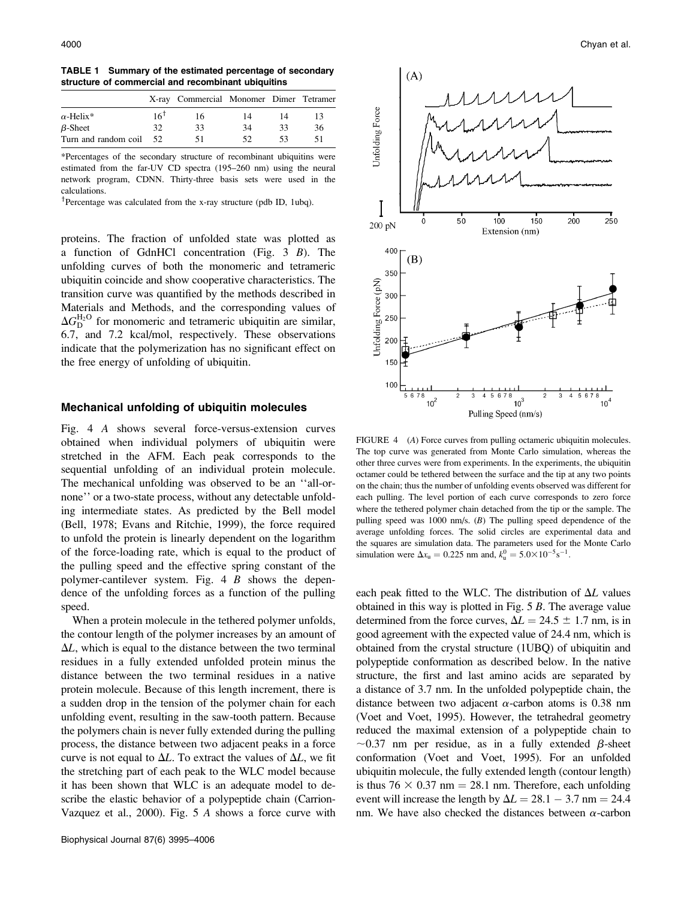**TABLE 1 Summary of the estimated percentage of secondary structure of commercial and recombinant ubiquitins**

| | X-ray | Commercial | Monomer | Dimer | Tetramer |
|---|---|---|---|---|---|
| α-Helix* | 16[†] | 16 | 14 | 14 | 13 |
| β-Sheet | 32 | 33 | 34 | 33 | 36 |
| Turn and random coil | 52 | 51 | 52 | 53 | 51 |

*Percentages of the secondary structure of recombinant ubiquitins were estimated from the far-UV CD spectra (195–260 nm) using the neural network program, CDNN. Thirty-three basis sets were used in the calculations.

[†]Percentage was calculated from the x-ray structure (pdb ID, 1ubq).

proteins. The fraction of unfolded state was plotted as a function of GdnHCl concentration (Fig. 3 *B*). The unfolding curves of both the monomeric and tetrameric ubiquitin coincide and show cooperative characteristics. The transition curve was quantified by the methods described in Materials and Methods, and the corresponding values of $\Delta G_D^{H_2O}$ for monomeric and tetrameric ubiquitin are similar, 6.7, and 7.2 kcal/mol, respectively. These observations indicate that the polymerization has no significant effect on the free energy of unfolding of ubiquitin.

### Mechanical unfolding of ubiquitin molecules

Fig. 4 *A* shows several force-versus-extension curves obtained when individual polymers of ubiquitin were stretched in the AFM. Each peak corresponds to the sequential unfolding of an individual protein molecule. The mechanical unfolding was observed to be an ''all-or-none'' or a two-state process, without any detectable unfolding intermediate states. As predicted by the Bell model (Bell, 1978; Evans and Ritchie, 1999), the force required to unfold the protein is linearly dependent on the logarithm of the force-loading rate, which is equal to the product of the pulling speed and the effective spring constant of the polymer-cantilever system. Fig. 4 *B* shows the dependence of the unfolding forces as a function of the pulling speed.

When a protein molecule in the tethered polymer unfolds, the contour length of the polymer increases by an amount of $\Delta L$, which is equal to the distance between the two terminal residues in a fully extended unfolded protein minus the distance between the two terminal residues in a native protein molecule. Because of this length increment, there is a sudden drop in the tension of the polymer chain for each unfolding event, resulting in the saw-tooth pattern. Because the polymers chain is never fully extended during the pulling process, the distance between two adjacent peaks in a force curve is not equal to $\Delta L$. To extract the values of $\Delta L$, we fit the stretching part of each peak to the WLC model because it has been shown that WLC is an adequate model to describe the elastic behavior of a polypeptide chain (Carrion-Vazquez et al., 2000). Fig. 5 *A* shows a force curve with

FIGURE 4 (*A*) Force curves from pulling octameric ubiquitin molecules. The top curve was generated from Monte Carlo simulation, whereas the other three curves were from experiments. In the experiments, the ubiquitin octamer could be tethered between the surface and the tip at any two points on the chain; thus the number of unfolding events observed was different for each pulling. The level portion of each curve corresponds to zero force where the tethered polymer chain detached from the tip or the sample. The pulling speed was 1000 nm/s. (*B*) The pulling speed dependence of the average unfolding forces. The solid circles are experimental data and the squares are simulation data. The parameters used for the Monte Carlo simulation were $\Delta x_u = 0.225$ nm and, $k_u^0 = 5.0\times10^{-5}\,s^{-1}$.

each peak fitted to the WLC. The distribution of $\Delta L$ values obtained in this way is plotted in Fig. 5 *B*. The average value determined from the force curves, $\Delta L = 24.5 \pm 1.7$ nm, is in good agreement with the expected value of 24.4 nm, which is obtained from the crystal structure (1UBQ) of ubiquitin and polypeptide conformation as described below. In the native structure, the first and last amino acids are separated by a distance of 3.7 nm. In the unfolded polypeptide chain, the distance between two adjacent α-carbon atoms is 0.38 nm (Voet and Voet, 1995). However, the tetrahedral geometry reduced the maximal extension of a polypeptide chain to ~0.37 nm per residue, as in a fully extended β-sheet conformation (Voet and Voet, 1995). For an unfolded ubiquitin molecule, the fully extended length (contour length) is thus $76 \times 0.37$ nm = 28.1 nm. Therefore, each unfolding event will increase the length by $\Delta L = 28.1 - 3.7$ nm = 24.4 nm. We have also checked the distances between α-carbon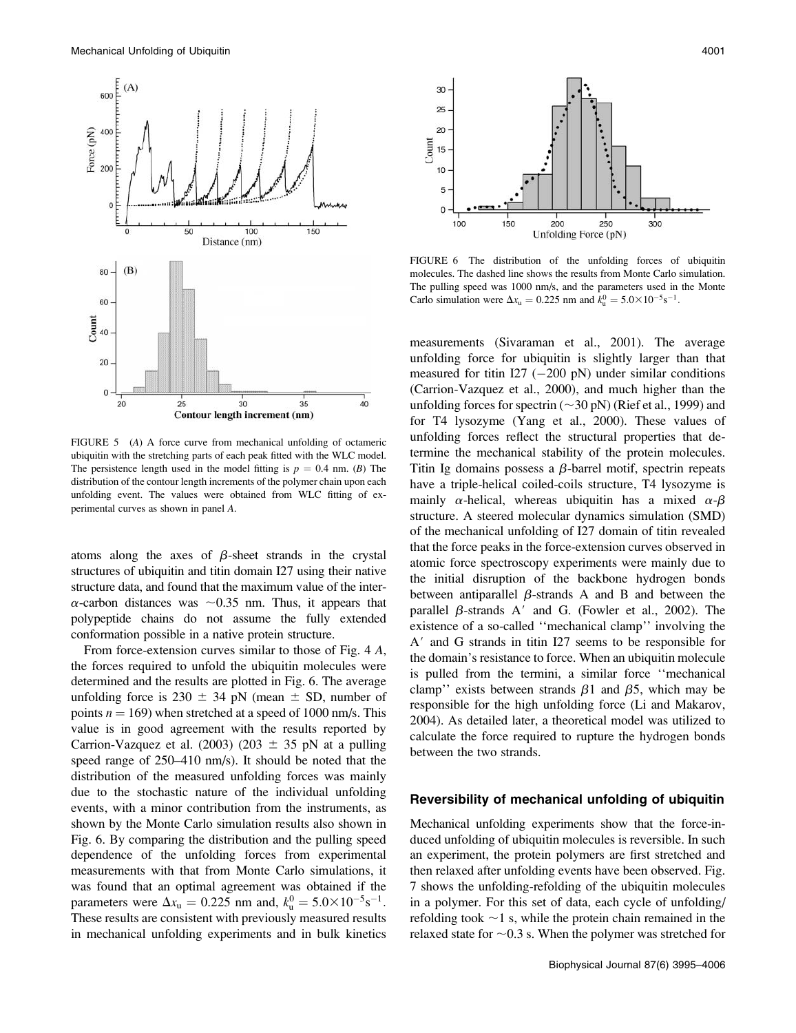FIGURE 5 (A) A force curve from mechanical unfolding of octameric ubiquitin with the stretching parts of each peak fitted with the WLC model. The persistence length used in the model fitting is $p = 0.4$ nm. (B) The distribution of the contour length increments of the polymer chain upon each unfolding event. The values were obtained from WLC fitting of experimental curves as shown in panel A.

atoms along the axes of $\beta$-sheet strands in the crystal structures of ubiquitin and titin domain I27 using their native structure data, and found that the maximum value of the inter-$\alpha$-carbon distances was $\sim$0.35 nm. Thus, it appears that polypeptide chains do not assume the fully extended conformation possible in a native protein structure.

From force-extension curves similar to those of Fig. 4 A, the forces required to unfold the ubiquitin molecules were determined and the results are plotted in Fig. 6. The average unfolding force is 230 $\pm$ 34 pN (mean $\pm$ SD, number of points $n = 169$) when stretched at a speed of 1000 nm/s. This value is in good agreement with the results reported by Carrion-Vazquez et al. (2003) (203 $\pm$ 35 pN at a pulling speed range of 250–410 nm/s). It should be noted that the distribution of the measured unfolding forces was mainly due to the stochastic nature of the individual unfolding events, with a minor contribution from the instruments, as shown by the Monte Carlo simulation results also shown in Fig. 6. By comparing the distribution and the pulling speed dependence of the unfolding forces from experimental measurements with that from Monte Carlo simulations, it was found that an optimal agreement was obtained if the parameters were $\Delta x_u = 0.225$ nm and, $k_u^0 = 5.0\times10^{-5}\text{s}^{-1}$. These results are consistent with previously measured results in mechanical unfolding experiments and in bulk kinetics

FIGURE 6 The distribution of the unfolding forces of ubiquitin molecules. The dashed line shows the results from Monte Carlo simulation. The pulling speed was 1000 nm/s, and the parameters used in the Monte Carlo simulation were $\Delta x_u = 0.225$ nm and $k_u^0 = 5.0\times10^{-5}\text{s}^{-1}$.

measurements (Sivaraman et al., 2001). The average unfolding force for ubiquitin is slightly larger than that measured for titin I27 ($-$200 pN) under similar conditions (Carrion-Vazquez et al., 2000), and much higher than the unfolding forces for spectrin ($\sim$30 pN) (Rief et al., 1999) and for T4 lysozyme (Yang et al., 2000). These values of unfolding forces reflect the structural properties that determine the mechanical stability of the protein molecules. Titin Ig domains possess a $\beta$-barrel motif, spectrin repeats have a triple-helical coiled-coils structure, T4 lysozyme is mainly $\alpha$-helical, whereas ubiquitin has a mixed $\alpha$-$\beta$ structure. A steered molecular dynamics simulation (SMD) of the mechanical unfolding of I27 domain of titin revealed that the force peaks in the force-extension curves observed in atomic force spectroscopy experiments were mainly due to the initial disruption of the backbone hydrogen bonds between antiparallel $\beta$-strands A and B and between the parallel $\beta$-strands A′ and G. (Fowler et al., 2002). The existence of a so-called ''mechanical clamp'' involving the A′ and G strands in titin I27 seems to be responsible for the domain's resistance to force. When an ubiquitin molecule is pulled from the termini, a similar force ''mechanical clamp'' exists between strands $\beta$1 and $\beta$5, which may be responsible for the high unfolding force (Li and Makarov, 2004). As detailed later, a theoretical model was utilized to calculate the force required to rupture the hydrogen bonds between the two strands.

### Reversibility of mechanical unfolding of ubiquitin

Mechanical unfolding experiments show that the force-induced unfolding of ubiquitin molecules is reversible. In such an experiment, the protein polymers are first stretched and then relaxed after unfolding events have been observed. Fig. 7 shows the unfolding-refolding of the ubiquitin molecules in a polymer. For this set of data, each cycle of unfolding/refolding took $\sim$1 s, while the protein chain remained in the relaxed state for $\sim$0.3 s. When the polymer was stretched for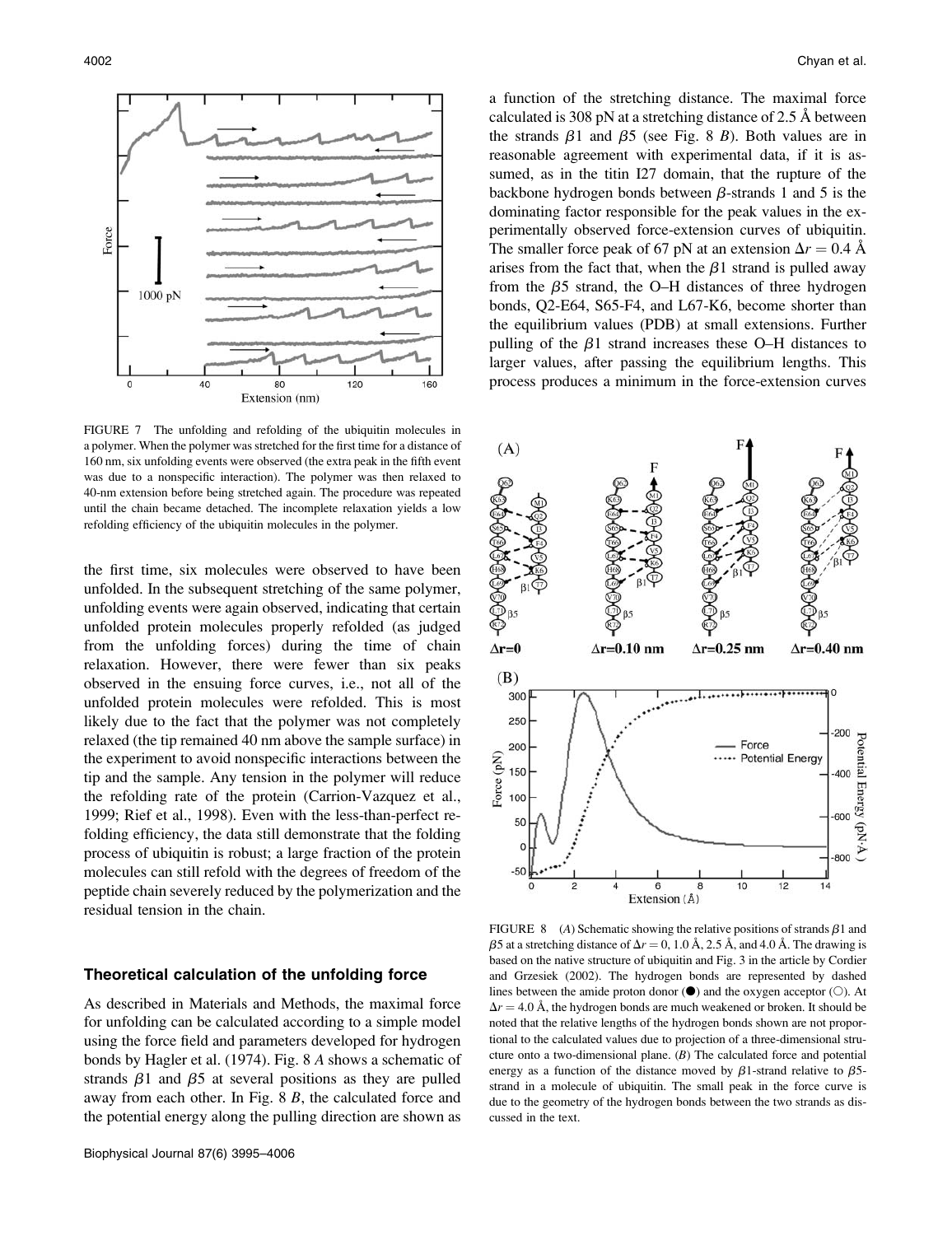FIGURE 7 The unfolding and refolding of the ubiquitin molecules in a polymer. When the polymer was stretched for the first time for a distance of 160 nm, six unfolding events were observed (the extra peak in the fifth event was due to a nonspecific interaction). The polymer was then relaxed to 40-nm extension before being stretched again. The procedure was repeated until the chain became detached. The incomplete relaxation yields a low refolding efficiency of the ubiquitin molecules in the polymer.

the first time, six molecules were observed to have been unfolded. In the subsequent stretching of the same polymer, unfolding events were again observed, indicating that certain unfolded protein molecules properly refolded (as judged from the unfolding forces) during the time of chain relaxation. However, there were fewer than six peaks observed in the ensuing force curves, i.e., not all of the unfolded protein molecules were refolded. This is most likely due to the fact that the polymer was not completely relaxed (the tip remained 40 nm above the sample surface) in the experiment to avoid nonspecific interactions between the tip and the sample. Any tension in the polymer will reduce the refolding rate of the protein (Carrion-Vazquez et al., 1999; Rief et al., 1998). Even with the less-than-perfect refolding efficiency, the data still demonstrate that the folding process of ubiquitin is robust; a large fraction of the protein molecules can still refold with the degrees of freedom of the peptide chain severely reduced by the polymerization and the residual tension in the chain.

### Theoretical calculation of the unfolding force

As described in Materials and Methods, the maximal force for unfolding can be calculated according to a simple model using the force field and parameters developed for hydrogen bonds by Hagler et al. (1974). Fig. 8 *A* shows a schematic of strands $\beta1$ and $\beta5$ at several positions as they are pulled away from each other. In Fig. 8 *B*, the calculated force and the potential energy along the pulling direction are shown as a function of the stretching distance. The maximal force calculated is 308 pN at a stretching distance of 2.5 Å between the strands $\beta1$ and $\beta5$ (see Fig. 8 *B*). Both values are in reasonable agreement with experimental data, if it is assumed, as in the titin I27 domain, that the rupture of the backbone hydrogen bonds between $\beta$-strands 1 and 5 is the dominating factor responsible for the peak values in the experimentally observed force-extension curves of ubiquitin. The smaller force peak of 67 pN at an extension $\Delta r = 0.4$ Å arises from the fact that, when the $\beta1$ strand is pulled away from the $\beta5$ strand, the O–H distances of three hydrogen bonds, Q2-E64, S65-F4, and L67-K6, become shorter than the equilibrium values (PDB) at small extensions. Further pulling of the $\beta1$ strand increases these O–H distances to larger values, after passing the equilibrium lengths. This process produces a minimum in the force-extension curves

FIGURE 8 (*A*) Schematic showing the relative positions of strands $\beta1$ and $\beta5$ at a stretching distance of $\Delta r = 0$, 1.0 Å, 2.5 Å, and 4.0 Å. The drawing is based on the native structure of ubiquitin and Fig. 3 in the article by Cordier and Grzesiek (2002). The hydrogen bonds are represented by dashed lines between the amide proton donor (●) and the oxygen acceptor (○). At $\Delta r = 4.0$ Å, the hydrogen bonds are much weakened or broken. It should be noted that the relative lengths of the hydrogen bonds shown are not proportional to the calculated values due to projection of a three-dimensional structure onto a two-dimensional plane. (*B*) The calculated force and potential energy as a function of the distance moved by $\beta1$-strand relative to $\beta5$-strand in a molecule of ubiquitin. The small peak in the force curve is due to the geometry of the hydrogen bonds between the two strands as discussed in the text.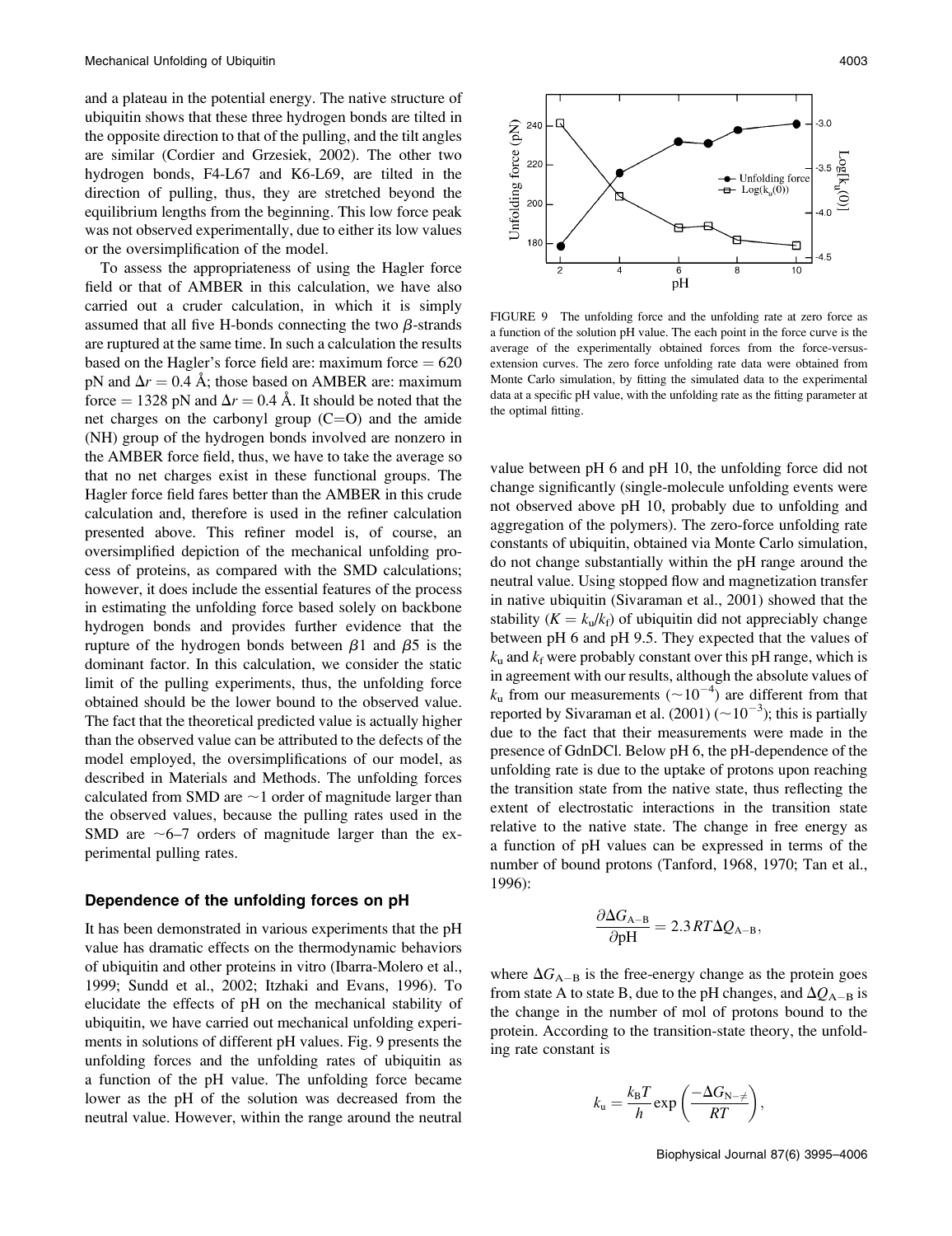and a plateau in the potential energy. The native structure of ubiquitin shows that these three hydrogen bonds are tilted in the opposite direction to that of the pulling, and the tilt angles are similar (Cordier and Grzesiek, 2002). The other two hydrogen bonds, F4-L67 and K6-L69, are tilted in the direction of pulling, thus, they are stretched beyond the equilibrium lengths from the beginning. This low force peak was not observed experimentally, due to either its low values or the oversimplification of the model.

To assess the appropriateness of using the Hagler force field or that of AMBER in this calculation, we have also carried out a cruder calculation, in which it is simply assumed that all five H-bonds connecting the two $\beta$-strands are ruptured at the same time. In such a calculation the results based on the Hagler's force field are: maximum force = 620 pN and $\Delta r = 0.4$ Å; those based on AMBER are: maximum force = 1328 pN and $\Delta r = 0.4$ Å. It should be noted that the net charges on the carbonyl group (C=O) and the amide (NH) group of the hydrogen bonds involved are nonzero in the AMBER force field, thus, we have to take the average so that no net charges exist in these functional groups. The Hagler force field fares better than the AMBER in this crude calculation and, therefore is used in the refiner calculation presented above. This refiner model is, of course, an oversimplified depiction of the mechanical unfolding process of proteins, as compared with the SMD calculations; however, it does include the essential features of the process in estimating the unfolding force based solely on backbone hydrogen bonds and provides further evidence that the rupture of the hydrogen bonds between $\beta$1 and $\beta$5 is the dominant factor. In this calculation, we consider the static limit of the pulling experiments, thus, the unfolding force obtained should be the lower bound to the observed value. The fact that the theoretical predicted value is actually higher than the observed value can be attributed to the defects of the model employed, the oversimplifications of our model, as described in Materials and Methods. The unfolding forces calculated from SMD are ~1 order of magnitude larger than the observed values, because the pulling rates used in the SMD are ~6–7 orders of magnitude larger than the experimental pulling rates.

### Dependence of the unfolding forces on pH

It has been demonstrated in various experiments that the pH value has dramatic effects on the thermodynamic behaviors of ubiquitin and other proteins in vitro (Ibarra-Molero et al., 1999; Sundd et al., 2002; Itzhaki and Evans, 1996). To elucidate the effects of pH on the mechanical stability of ubiquitin, we have carried out mechanical unfolding experiments in solutions of different pH values. Fig. 9 presents the unfolding forces and the unfolding rates of ubiquitin as a function of the pH value. The unfolding force became lower as the pH of the solution was decreased from the neutral value. However, within the range around the neutral value between pH 6 and pH 10, the unfolding force did not change significantly (single-molecule unfolding events were not observed above pH 10, probably due to unfolding and aggregation of the polymers). The zero-force unfolding rate constants of ubiquitin, obtained via Monte Carlo simulation, do not change substantially within the pH range around the neutral value. Using stopped flow and magnetization transfer in native ubiquitin (Sivaraman et al., 2001) showed that the stability ($K = k_u/k_f$) of ubiquitin did not appreciably change between pH 6 and pH 9.5. They expected that the values of $k_u$ and $k_f$ were probably constant over this pH range, which is in agreement with our results, although the absolute values of $k_u$ from our measurements ($\sim 10^{-4}$) are different from that reported by Sivaraman et al. (2001) ($\sim 10^{-3}$); this is partially due to the fact that their measurements were made in the presence of GdnDCl. Below pH 6, the pH-dependence of the unfolding rate is due to the uptake of protons upon reaching the transition state from the native state, thus reflecting the extent of electrostatic interactions in the transition state relative to the native state. The change in free energy as a function of pH values can be expressed in terms of the number of bound protons (Tanford, 1968, 1970; Tan et al., 1996):

$$\frac{\partial \Delta G_{A-B}}{\partial \mathrm{pH}} = 2.3\,RT\Delta Q_{A-B},$$

where $\Delta G_{A-B}$ is the free-energy change as the protein goes from state A to state B, due to the pH changes, and $\Delta Q_{A-B}$ is the change in the number of mol of protons bound to the protein. According to the transition-state theory, the unfolding rate constant is

$$k_u = \frac{k_B T}{h} \exp\left(\frac{-\Delta G_{N-\neq}}{RT}\right),$$

FIGURE 9 The unfolding force and the unfolding rate at zero force as a function of the solution pH value. The each point in the force curve is the average of the experimentally obtained forces from the force-versus-extension curves. The zero force unfolding rate data were obtained from Monte Carlo simulation, by fitting the simulated data to the experimental data at a specific pH value, with the unfolding rate as the fitting parameter at the optimal fitting.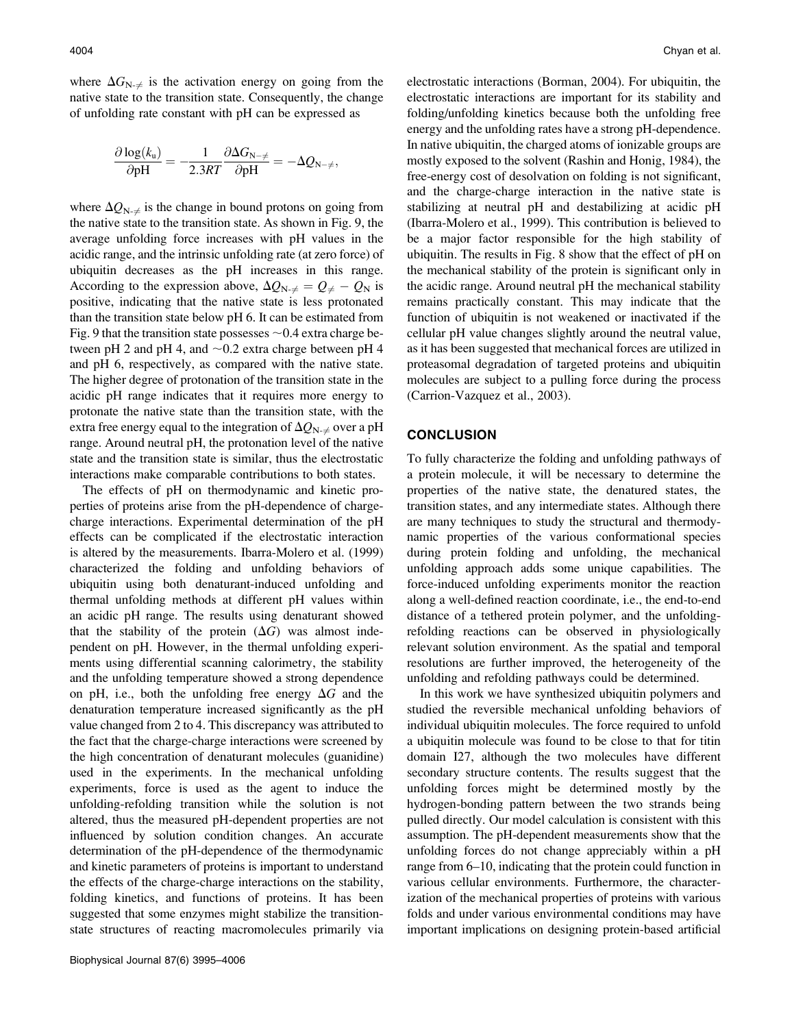where $\Delta G_{N\text{-}\neq}$ is the activation energy on going from the native state to the transition state. Consequently, the change of unfolding rate constant with pH can be expressed as

$$\frac{\partial \log(k_u)}{\partial \text{pH}} = -\frac{1}{2.3RT}\frac{\partial \Delta G_{N-\neq}}{\partial \text{pH}} = -\Delta Q_{N-\neq},$$

where $\Delta Q_{N\text{-}\neq}$ is the change in bound protons on going from the native state to the transition state. As shown in Fig. 9, the average unfolding force increases with pH values in the acidic range, and the intrinsic unfolding rate (at zero force) of ubiquitin decreases as the pH increases in this range. According to the expression above, $\Delta Q_{N\text{-}\neq} = Q_{\neq} - Q_N$ is positive, indicating that the native state is less protonated than the transition state below pH 6. It can be estimated from Fig. 9 that the transition state possesses ~0.4 extra charge between pH 2 and pH 4, and ~0.2 extra charge between pH 4 and pH 6, respectively, as compared with the native state. The higher degree of protonation of the transition state in the acidic pH range indicates that it requires more energy to protonate the native state than the transition state, with the extra free energy equal to the integration of $\Delta Q_{N\text{-}\neq}$ over a pH range. Around neutral pH, the protonation level of the native state and the transition state is similar, thus the electrostatic interactions make comparable contributions to both states.

The effects of pH on thermodynamic and kinetic properties of proteins arise from the pH-dependence of charge-charge interactions. Experimental determination of the pH effects can be complicated if the electrostatic interaction is altered by the measurements. Ibarra-Molero et al. (1999) characterized the folding and unfolding behaviors of ubiquitin using both denaturant-induced unfolding and thermal unfolding methods at different pH values within an acidic pH range. The results using denaturant showed that the stability of the protein ($\Delta G$) was almost independent on pH. However, in the thermal unfolding experiments using differential scanning calorimetry, the stability and the unfolding temperature showed a strong dependence on pH, i.e., both the unfolding free energy $\Delta G$ and the denaturation temperature increased significantly as the pH value changed from 2 to 4. This discrepancy was attributed to the fact that the charge-charge interactions were screened by the high concentration of denaturant molecules (guanidine) used in the experiments. In the mechanical unfolding experiments, force is used as the agent to induce the unfolding-refolding transition while the solution is not altered, thus the measured pH-dependent properties are not influenced by solution condition changes. An accurate determination of the pH-dependence of the thermodynamic and kinetic parameters of proteins is important to understand the effects of the charge-charge interactions on the stability, folding kinetics, and functions of proteins. It has been suggested that some enzymes might stabilize the transition-state structures of reacting macromolecules primarily via electrostatic interactions (Borman, 2004). For ubiquitin, the electrostatic interactions are important for its stability and folding/unfolding kinetics because both the unfolding free energy and the unfolding rates have a strong pH-dependence. In native ubiquitin, the charged atoms of ionizable groups are mostly exposed to the solvent (Rashin and Honig, 1984), the free-energy cost of desolvation on folding is not significant, and the charge-charge interaction in the native state is stabilizing at neutral pH and destabilizing at acidic pH (Ibarra-Molero et al., 1999). This contribution is believed to be a major factor responsible for the high stability of ubiquitin. The results in Fig. 8 show that the effect of pH on the mechanical stability of the protein is significant only in the acidic range. Around neutral pH the mechanical stability remains practically constant. This may indicate that the function of ubiquitin is not weakened or inactivated if the cellular pH value changes slightly around the neutral value, as it has been suggested that mechanical forces are utilized in proteasomal degradation of targeted proteins and ubiquitin molecules are subject to a pulling force during the process (Carrion-Vazquez et al., 2003).

## CONCLUSION

To fully characterize the folding and unfolding pathways of a protein molecule, it will be necessary to determine the properties of the native state, the denatured states, the transition states, and any intermediate states. Although there are many techniques to study the structural and thermodynamic properties of the various conformational species during protein folding and unfolding, the mechanical unfolding approach adds some unique capabilities. The force-induced unfolding experiments monitor the reaction along a well-defined reaction coordinate, i.e., the end-to-end distance of a tethered protein polymer, and the unfolding-refolding reactions can be observed in physiologically relevant solution environment. As the spatial and temporal resolutions are further improved, the heterogeneity of the unfolding and refolding pathways could be determined.

In this work we have synthesized ubiquitin polymers and studied the reversible mechanical unfolding behaviors of individual ubiquitin molecules. The force required to unfold a ubiquitin molecule was found to be close to that for titin domain I27, although the two molecules have different secondary structure contents. The results suggest that the unfolding forces might be determined mostly by the hydrogen-bonding pattern between the two strands being pulled directly. Our model calculation is consistent with this assumption. The pH-dependent measurements show that the unfolding forces do not change appreciably within a pH range from 6–10, indicating that the protein could function in various cellular environments. Furthermore, the characterization of the mechanical properties of proteins with various folds and under various environmental conditions may have important implications on designing protein-based artificial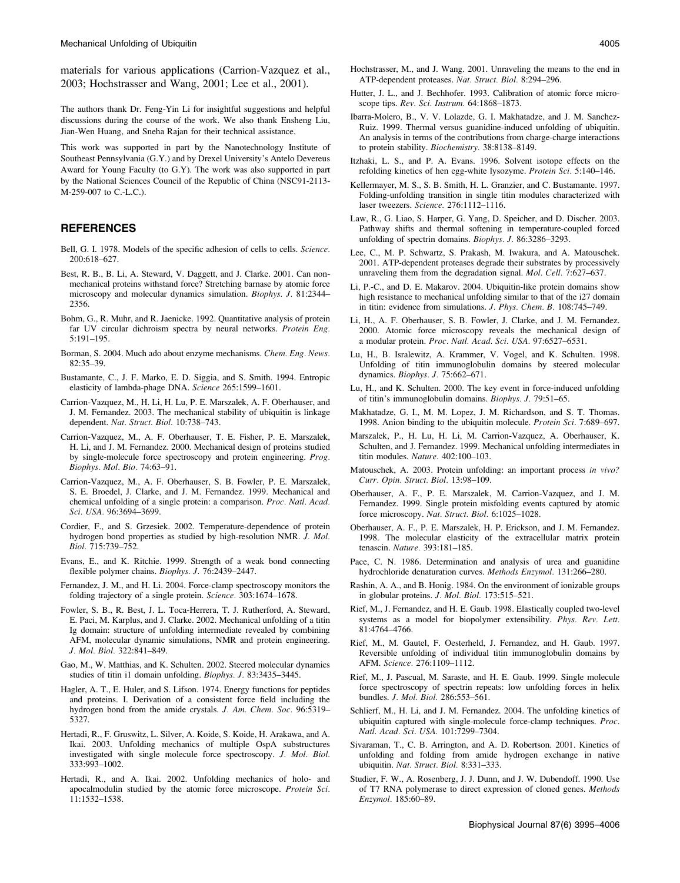materials for various applications (Carrion-Vazquez et al., 2003; Hochstrasser and Wang, 2001; Lee et al., 2001).

The authors thank Dr. Feng-Yin Li for insightful suggestions and helpful discussions during the course of the work. We also thank Ensheng Liu, Jian-Wen Huang, and Sneha Rajan for their technical assistance.

This work was supported in part by the Nanotechnology Institute of Southeast Pennsylvania (G.Y.) and by Drexel University's Antelo Devereus Award for Young Faculty (to G.Y). The work was also supported in part by the National Sciences Council of the Republic of China (NSC91-2113-M-259-007 to C.-L.C.).

## REFERENCES

Bell, G. I. 1978. Models of the specific adhesion of cells to cells. *Science.* 200:618–627.

Best, R. B., B. Li, A. Steward, V. Daggett, and J. Clarke. 2001. Can non-mechanical proteins withstand force? Stretching barnase by atomic force microscopy and molecular dynamics simulation. *Biophys. J.* 81:2344–2356.

Bohm, G., R. Muhr, and R. Jaenicke. 1992. Quantitative analysis of protein far UV circular dichroism spectra by neural networks. *Protein Eng.* 5:191–195.

Borman, S. 2004. Much ado about enzyme mechanisms. *Chem. Eng. News.* 82:35–39.

Bustamante, C., J. F. Marko, E. D. Siggia, and S. Smith. 1994. Entropic elasticity of lambda-phage DNA. *Science* 265:1599–1601.

Carrion-Vazquez, M., H. Li, H. Lu, P. E. Marszalek, A. F. Oberhauser, and J. M. Fernandez. 2003. The mechanical stability of ubiquitin is linkage dependent. *Nat. Struct. Biol.* 10:738–743.

Carrion-Vazquez, M., A. F. Oberhauser, T. E. Fisher, P. E. Marszalek, H. Li, and J. M. Fernandez. 2000. Mechanical design of proteins studied by single-molecule force spectroscopy and protein engineering. *Prog. Biophys. Mol. Bio.* 74:63–91.

Carrion-Vazquez, M., A. F. Oberhauser, S. B. Fowler, P. E. Marszalek, S. E. Broedel, J. Clarke, and J. M. Fernandez. 1999. Mechanical and chemical unfolding of a single protein: a comparison. *Proc. Natl. Acad. Sci. USA.* 96:3694–3699.

Cordier, F., and S. Grzesiek. 2002. Temperature-dependence of protein hydrogen bond properties as studied by high-resolution NMR. *J. Mol. Biol.* 715:739–752.

Evans, E., and K. Ritchie. 1999. Strength of a weak bond connecting flexible polymer chains. *Biophys. J.* 76:2439–2447.

Fernandez, J. M., and H. Li. 2004. Force-clamp spectroscopy monitors the folding trajectory of a single protein. *Science.* 303:1674–1678.

Fowler, S. B., R. Best, J. L. Toca-Herrera, T. J. Rutherford, A. Steward, E. Paci, M. Karplus, and J. Clarke. 2002. Mechanical unfolding of a titin Ig domain: structure of unfolding intermediate revealed by combining AFM, molecular dynamic simulations, NMR and protein engineering. *J. Mol. Biol.* 322:841–849.

Gao, M., W. Matthias, and K. Schulten. 2002. Steered molecular dynamics studies of titin i1 domain unfolding. *Biophys. J.* 83:3435–3445.

Hagler, A. T., E. Huler, and S. Lifson. 1974. Energy functions for peptides and proteins. I. Derivation of a consistent force field including the hydrogen bond from the amide crystals. *J. Am. Chem. Soc.* 96:5319–5327.

Hertadi, R., F. Gruswitz, L. Silver, A. Koide, S. Koide, H. Arakawa, and A. Ikai. 2003. Unfolding mechanics of multiple OspA substructures investigated with single molecule force spectroscopy. *J. Mol. Biol.* 333:993–1002.

Hertadi, R., and A. Ikai. 2002. Unfolding mechanics of holo- and apocalmodulin studied by the atomic force microscope. *Protein Sci.* 11:1532–1538.

Hochstrasser, M., and J. Wang. 2001. Unraveling the means to the end in ATP-dependent proteases. *Nat. Struct. Biol.* 8:294–296.

Hutter, J. L., and J. Bechhofer. 1993. Calibration of atomic force microscope tips. *Rev. Sci. Instrum.* 64:1868–1873.

Ibarra-Molero, B., V. V. Lolazde, G. I. Makhatadze, and J. M. Sanchez-Ruiz. 1999. Thermal versus guanidine-induced unfolding of ubiquitin. An analysis in terms of the contributions from charge-charge interactions to protein stability. *Biochemistry.* 38:8138–8149.

Itzhaki, L. S., and P. A. Evans. 1996. Solvent isotope effects on the refolding kinetics of hen egg-white lysozyme. *Protein Sci.* 5:140–146.

Kellermayer, M. S., S. B. Smith, H. L. Granzier, and C. Bustamante. 1997. Folding-unfolding transition in single titin modules characterized with laser tweezers. *Science.* 276:1112–1116.

Law, R., G. Liao, S. Harper, G. Yang, D. Speicher, and D. Discher. 2003. Pathway shifts and thermal softening in temperature-coupled forced unfolding of spectrin domains. *Biophys. J.* 86:3286–3293.

Lee, C., M. P. Schwartz, S. Prakash, M. Iwakura, and A. Matouschek. 2001. ATP-dependent proteases degrade their substrates by processively unraveling them from the degradation signal. *Mol. Cell.* 7:627–637.

Li, P.-C., and D. E. Makarov. 2004. Ubiquitin-like protein domains show high resistance to mechanical unfolding similar to that of the i27 domain in titin: evidence from simulations. *J. Phys. Chem. B.* 108:745–749.

Li, H., A. F. Oberhauser, S. B. Fowler, J. Clarke, and J. M. Fernandez. 2000. Atomic force microscopy reveals the mechanical design of a modular protein. *Proc. Natl. Acad. Sci. USA.* 97:6527–6531.

Lu, H., B. Isralewitz, A. Krammer, V. Vogel, and K. Schulten. 1998. Unfolding of titin immunoglobulin domains by steered molecular dynamics. *Biophys. J.* 75:662–671.

Lu, H., and K. Schulten. 2000. The key event in force-induced unfolding of titin's immunoglobulin domains. *Biophys. J.* 79:51–65.

Makhatadze, G. I., M. M. Lopez, J. M. Richardson, and S. T. Thomas. 1998. Anion binding to the ubiquitin molecule. *Protein Sci.* 7:689–697.

Marszalek, P., H. Lu, H. Li, M. Carrion-Vazquez, A. Oberhauser, K. Schulten, and J. Fernandez. 1999. Mechanical unfolding intermediates in titin modules. *Nature.* 402:100–103.

Matouschek, A. 2003. Protein unfolding: an important process *in vivo?* *Curr. Opin. Struct. Biol.* 13:98–109.

Oberhauser, A. F., P. E. Marszalek, M. Carrion-Vazquez, and J. M. Fernandez. 1999. Single protein misfolding events captured by atomic force microscopy. *Nat. Struct. Biol.* 6:1025–1028.

Oberhauser, A. F., P. E. Marszalek, H. P. Erickson, and J. M. Fernandez. 1998. The molecular elasticity of the extracellular matrix protein tenascin. *Nature.* 393:181–185.

Pace, C. N. 1986. Determination and analysis of urea and guanidine hydrochloride denaturation curves. *Methods Enzymol.* 131:266–280.

Rashin, A. A., and B. Honig. 1984. On the environment of ionizable groups in globular proteins. *J. Mol. Biol.* 173:515–521.

Rief, M., J. Fernandez, and H. E. Gaub. 1998. Elastically coupled two-level systems as a model for biopolymer extensibility. *Phys. Rev. Lett.* 81:4764–4766.

Rief, M., M. Gautel, F. Oesterheld, J. Fernandez, and H. Gaub. 1997. Reversible unfolding of individual titin immunoglobulin domains by AFM. *Science.* 276:1109–1112.

Rief, M., J. Pascual, M. Saraste, and H. E. Gaub. 1999. Single molecule force spectroscopy of spectrin repeats: low unfolding forces in helix bundles. *J. Mol. Biol.* 286:553–561.

Schlierf, M., H. Li, and J. M. Fernandez. 2004. The unfolding kinetics of ubiquitin captured with single-molecule force-clamp techniques. *Proc. Natl. Acad. Sci. USA.* 101:7299–7304.

Sivaraman, T., C. B. Arrington, and A. D. Robertson. 2001. Kinetics of unfolding and folding from amide hydrogen exchange in native ubiquitin. *Nat. Struct. Biol.* 8:331–333.

Studier, F. W., A. Rosenberg, J. J. Dunn, and J. W. Dubendoff. 1990. Use of T7 RNA polymerase to direct expression of cloned genes. *Methods Enzymol.* 185:60–89.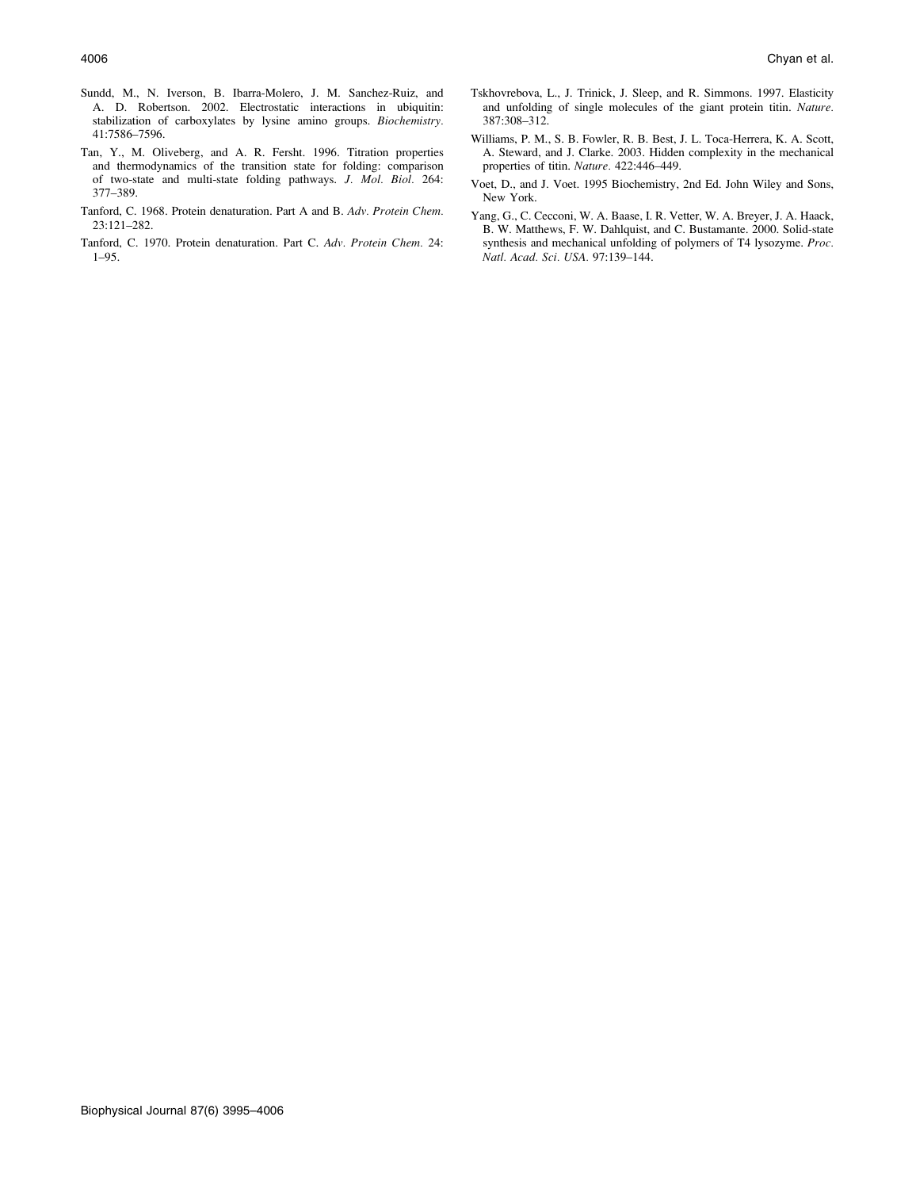Sundd, M., N. Iverson, B. Ibarra-Molero, J. M. Sanchez-Ruiz, and A. D. Robertson. 2002. Electrostatic interactions in ubiquitin: stabilization of carboxylates by lysine amino groups. *Biochemistry.* 41:7586–7596.

Tan, Y., M. Oliveberg, and A. R. Fersht. 1996. Titration properties and thermodynamics of the transition state for folding: comparison of two-state and multi-state folding pathways. *J. Mol. Biol.* 264: 377–389.

Tanford, C. 1968. Protein denaturation. Part A and B. *Adv. Protein Chem.* 23:121–282.

Tanford, C. 1970. Protein denaturation. Part C. *Adv. Protein Chem.* 24: 1–95.

Tskhovrebova, L., J. Trinick, J. Sleep, and R. Simmons. 1997. Elasticity and unfolding of single molecules of the giant protein titin. *Nature.* 387:308–312.

Williams, P. M., S. B. Fowler, R. B. Best, J. L. Toca-Herrera, K. A. Scott, A. Steward, and J. Clarke. 2003. Hidden complexity in the mechanical properties of titin. *Nature.* 422:446–449.

Voet, D., and J. Voet. 1995 Biochemistry, 2nd Ed. John Wiley and Sons, New York.

Yang, G., C. Cecconi, W. A. Baase, I. R. Vetter, W. A. Breyer, J. A. Haack, B. W. Matthews, F. W. Dahlquist, and C. Bustamante. 2000. Solid-state synthesis and mechanical unfolding of polymers of T4 lysozyme. *Proc. Natl. Acad. Sci. USA.* 97:139–144.